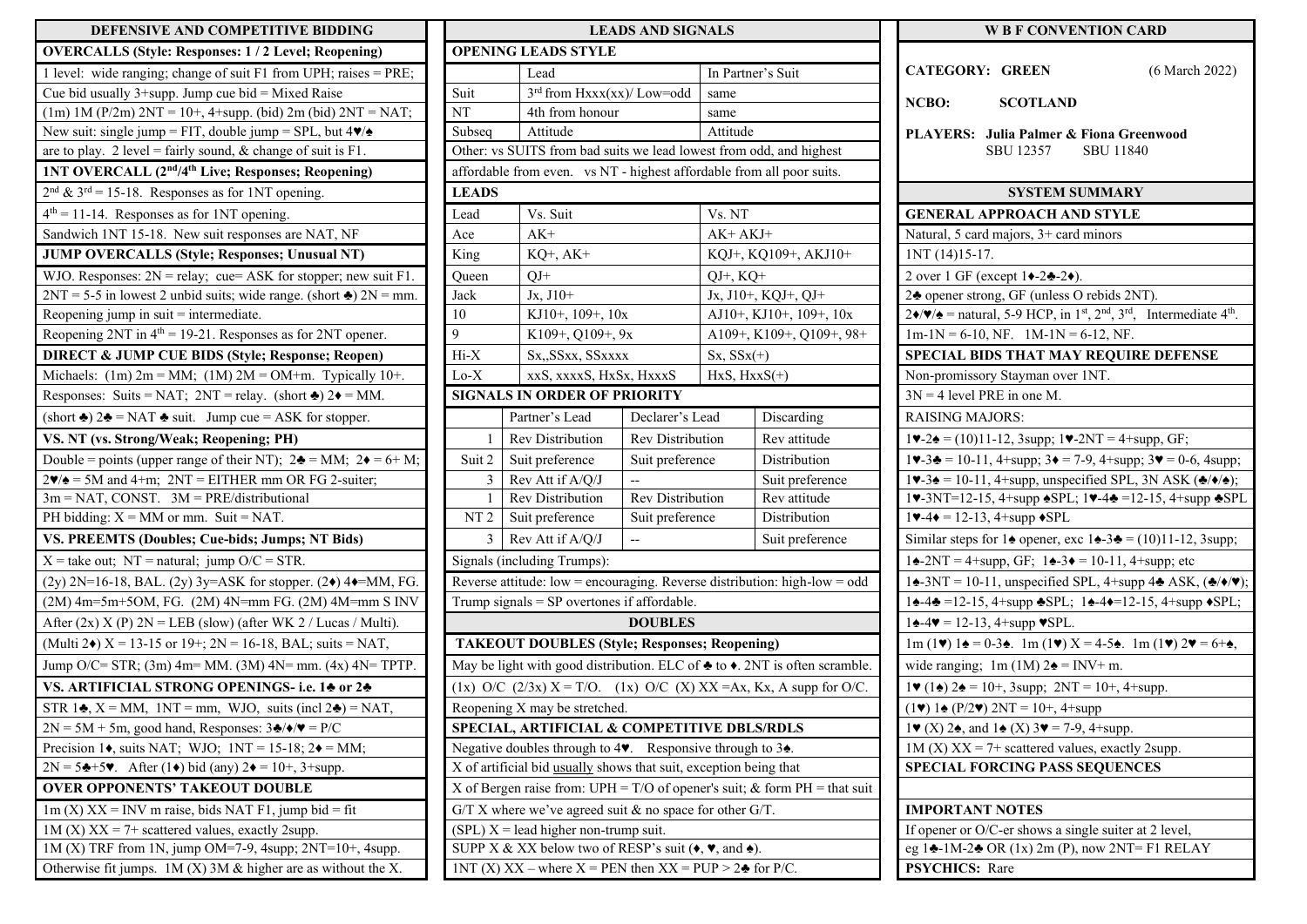# DEFENSIVE AND COMPETITIVE BIDDING

**OVERCALLS (Style: Responses: 1 / 2 Level; Reopening)**

1 level: wide ranging; change of suit F1 from UPH; raises = PRE;
Cue bid usually 3+supp. Jump cue bid = Mixed Raise
(1m) 1M (P/2m) 2NT = 10+, 4+supp. (bid) 2m (bid) 2NT = NAT;
New suit: single jump = FIT, double jump = SPL, but 4♥/♠
are to play. 2 level = fairly sound, & change of suit is F1.

**1NT OVERCALL (2nd/4th Live; Responses; Reopening)**

2nd & 3rd = 15-18. Responses as for 1NT opening.
4th = 11-14. Responses as for 1NT opening.
Sandwich 1NT 15-18. New suit responses are NAT, NF

**JUMP OVERCALLS (Style; Responses; Unusual NT)**

WJO. Responses: 2N = relay; cue= ASK for stopper; new suit F1.
2NT = 5-5 in lowest 2 unbid suits; wide range. (short ♣) 2N = mm.
Reopening jump in suit = intermediate.
Reopening 2NT in 4th = 19-21. Responses as for 2NT opener.

**DIRECT & JUMP CUE BIDS (Style; Response; Reopen)**

Michaels: (1m) 2m = MM; (1M) 2M = OM+m. Typically 10+.
Responses: Suits = NAT; 2NT = relay. (short ♣) 2♦ = MM.
(short ♣) 2♣ = NAT ♣ suit. Jump cue = ASK for stopper.

**VS. NT (vs. Strong/Weak; Reopening; PH)**

Double = points (upper range of their NT); 2♣ = MM; 2♦ = 6+ M;
2♥/♠ = 5M and 4+m; 2NT = EITHER mm OR FG 2-suiter;
3m = NAT, CONST. 3M = PRE/distributional
PH bidding: X = MM or mm. Suit = NAT.

**VS. PREEMTS (Doubles; Cue-bids; Jumps; NT Bids)**

X = take out; NT = natural; jump O/C = STR.
(2y) 2N=16-18, BAL. (2y) 3y=ASK for stopper. (2♦) 4♦=MM, FG.
(2M) 4m=5m+5OM, FG. (2M) 4N=mm FG. (2M) 4M=mm S INV
After (2x) X (P) 2N = LEB (slow) (after WK 2 / Lucas / Multi).
(Multi 2♦) X = 13-15 or 19+; 2N = 16-18, BAL; suits = NAT,
Jump O/C= STR; (3m) 4m= MM. (3M) 4N= mm. (4x) 4N= TPTP.

**VS. ARTIFICIAL STRONG OPENINGS- i.e. 1♣ or 2♣**

STR 1♣, X = MM, 1NT = mm, WJO, suits (incl 2♣) = NAT,
2N = 5M + 5m, good hand, Responses: 3♣/♦/♥ = P/C
Precision 1♦, suits NAT; WJO; 1NT = 15-18; 2♦ = MM;
2N = 5♣+5♥. After (1♦) bid (any) 2♦ = 10+, 3+supp.

**OVER OPPONENTS' TAKEOUT DOUBLE**

1m (X) XX = INV m raise, bids NAT F1, jump bid = fit
1M (X) XX = 7+ scattered values, exactly 2supp.
1M (X) TRF from 1N, jump OM=7-9, 4supp; 2NT=10+, 4supp.
Otherwise fit jumps. 1M (X) 3M & higher are as without the X.

# LEADS AND SIGNALS

**OPENING LEADS STYLE**

| | Lead | In Partner's Suit |
|---|---|---|
| Suit | 3rd from Hxxx(xx)/ Low=odd | same |
| NT | 4th from honour | same |
| Subseq | Attitude | Attitude |

Other: vs SUITS from bad suits we lead lowest from odd, and highest affordable from even. vs NT - highest affordable from all poor suits.

**LEADS**

| Lead | Vs. Suit | Vs. NT |
|---|---|---|
| Ace | AK+ | AK+ AKJ+ |
| King | KQ+, AK+ | KQJ+, KQ109+, AKJ10+ |
| Queen | QJ+ | QJ+, KQ+ |
| Jack | Jx, J10+ | Jx, J10+, KQJ+, QJ+ |
| 10 | KJ10+, 109+, 10x | AJ10+, KJ10+, 109+, 10x |
| 9 | K109+, Q109+, 9x | A109+, K109+, Q109+, 98+ |
| Hi-X | Sx,,SSxx, SSxxxx | Sx, SSx(+) |
| Lo-X | xxS, xxxxS, HxSx, HxxxS | HxS, HxxS(+) |

**SIGNALS IN ORDER OF PRIORITY**

| | | Partner's Lead | Declarer's Lead | Discarding |
|---|---|---|---|---|
| | 1 | Rev Distribution | Rev Distribution | Rev attitude |
| Suit | 2 | Suit preference | Suit preference | Distribution |
| | 3 | Rev Att if A/Q/J | -- | Suit preference |
| | 1 | Rev Distribution | Rev Distribution | Rev attitude |
| NT | 2 | Suit preference | Suit preference | Distribution |
| | 3 | Rev Att if A/Q/J | -- | Suit preference |

Signals (including Trumps):
Reverse attitude: low = encouraging. Reverse distribution: high-low = odd
Trump signals = SP overtones if affordable.

# DOUBLES

**TAKEOUT DOUBLES (Style; Responses; Reopening)**

May be light with good distribution. ELC of ♣ to ♦. 2NT is often scramble.
(1x) O/C (2/3x) X = T/O. (1x) O/C (X) XX =Ax, Kx, A supp for O/C.
Reopening X may be stretched.

**SPECIAL, ARTIFICIAL & COMPETITIVE DBLS/RDLS**

Negative doubles through to 4♥. Responsive through to 3♠.
X of artificial bid usually shows that suit, exception being that
X of Bergen raise from: UPH = T/O of opener's suit; & form PH = that suit
G/T X where we've agreed suit & no space for other G/T.
(SPL) X = lead higher non-trump suit.
SUPP X & XX below two of RESP's suit (♦, ♥, and ♠).
1NT (X) XX – where X = PEN then XX = PUP > 2♣ for P/C.

# W B F CONVENTION CARD

**CATEGORY: GREEN** (6 March 2022)

**NCBO: SCOTLAND**

**PLAYERS: Julia Palmer & Fiona Greenwood**
SBU 12357 SBU 11840

## SYSTEM SUMMARY

**GENERAL APPROACH AND STYLE**

Natural, 5 card majors, 3+ card minors
1NT (14)15-17.
2 over 1 GF (except 1♦-2♣-2♦).
2♣ opener strong, GF (unless O rebids 2NT).
2♦/♥/♠ = natural, 5-9 HCP, in 1st, 2nd, 3rd, Intermediate 4th.
1m-1N = 6-10, NF. 1M-1N = 6-12, NF.

**SPECIAL BIDS THAT MAY REQUIRE DEFENSE**

Non-promissory Stayman over 1NT.
3N = 4 level PRE in one M.
RAISING MAJORS:
1♥-2♠ = (10)11-12, 3supp; 1♥-2NT = 4+supp, GF;
1♥-3♣ = 10-11, 4+supp; 3♦ = 7-9, 4+supp; 3♥ = 0-6, 4supp;
1♥-3♠ = 10-11, 4+supp, unspecified SPL, 3N ASK (♣/♦/♠);
1♥-3NT=12-15, 4+supp ♠SPL; 1♥-4♣ =12-15, 4+supp ♣SPL
1♥-4♦ = 12-13, 4+supp ♦SPL
Similar steps for 1♠ opener, exc 1♠-3♣ = (10)11-12, 3supp;
1♠-2NT = 4+supp, GF; 1♠-3♦ = 10-11, 4+supp; etc
1♠-3NT = 10-11, unspecified SPL, 4+supp 4♣ ASK, (♣/♦/♥);
1♠-4♣ =12-15, 4+supp ♣SPL; 1♠-4♦=12-15, 4+supp ♦SPL;
1♠-4♥ = 12-13, 4+supp ♥SPL.
1m (1♥) 1♠ = 0-3♠. 1m (1♥) X = 4-5♠. 1m (1♥) 2♥ = 6+♠,
wide ranging; 1m (1M) 2♠ = INV+ m.
1♥ (1♠) 2♠ = 10+, 3supp; 2NT = 10+, 4+supp.
(1♥) 1♠ (P/2♥) 2NT = 10+, 4+supp
1♥ (X) 2♠, and 1♠ (X) 3♥ = 7-9, 4+supp.
1M (X) XX = 7+ scattered values, exactly 2supp.

**SPECIAL FORCING PASS SEQUENCES**

**IMPORTANT NOTES**

If opener or O/C-er shows a single suiter at 2 level,
eg 1♣-1M-2♣ OR (1x) 2m (P), now 2NT= F1 RELAY

**PSYCHICS:** Rare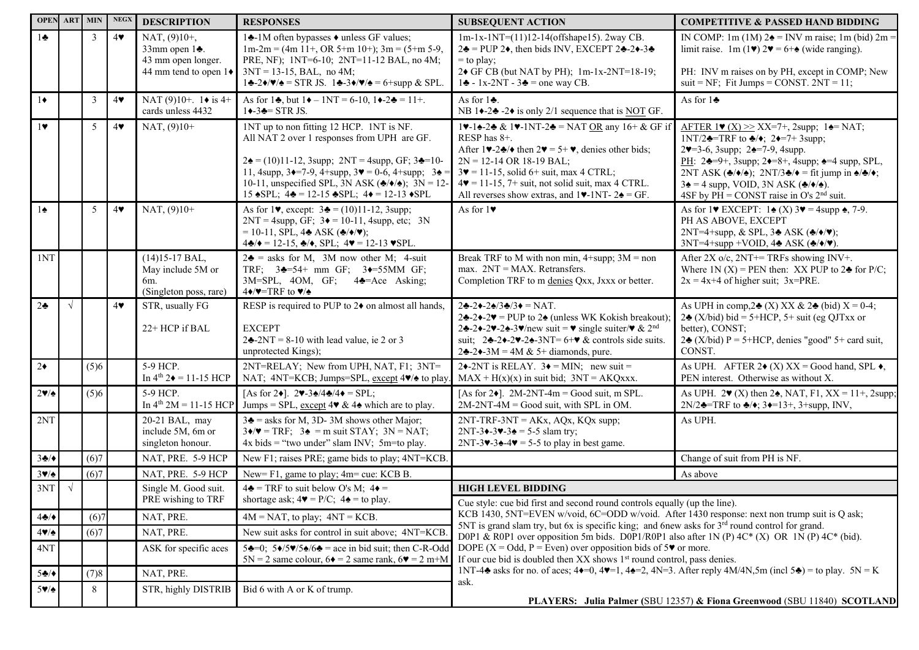| OPEN | ART | MIN | NEGX | DESCRIPTION | RESPONSES | SUBSEQUENT ACTION | COMPETITIVE & PASSED HAND BIDDING |
|---|---|---|---|---|---|---|---|
| 1♣ | | 3 | 4♥ | NAT, (9)10+, 33mm open 1♣. 43 mm open longer. 44 mm tend to open 1♦ | 1♣-1M often bypasses ♦ unless GF values; 1m-2m = (4m 11+, OR 5+m 10+); 3m = (5+m 5-9, PRE, NF); 1NT=6-10; 2NT=11-12 BAL, no 4M; 3NT = 13-15, BAL, no 4M; 1♣-2♦/♥/♠ = STR JS. 1♣-3♦/♥/♠ = 6+supp & SPL. | 1m-1x-1NT=(11)12-14(offshape15). 2way CB. 2♣ = PUP 2♦, then bids INV, EXCEPT 2♣-2♦-3♣ = to play; 2♦ GF CB (but NAT by PH); 1m-1x-2NT=18-19; 1♣ - 1x-2NT - 3♣ = one way CB. | IN COMP: 1m (1M) 2♠ = INV m raise; 1m (bid) 2m = limit raise. 1m (1♥) 2♥ = 6+♠ (wide ranging). PH: INV m raises on by PH, except in COMP; New suit = NF; Fit Jumps = CONST. 2NT = 11; |
| 1♦ | | 3 | 4♥ | NAT (9)10+. 1♦ is 4+ cards unless 4432 | As for 1♣, but 1♦ – 1NT = 6-10, 1♦-2♣ = 11+. 1♦-3♣= STR JS. | As for 1♣. NB 1♦-2♣ -2♦ is only 2/1 sequence that is NOT GF. | As for 1♣ |
| 1♥ | | 5 | 4♥ | NAT, (9)10+ | 1NT up to non fitting 12 HCP. 1NT is NF. All NAT 2 over 1 responses from UPH are GF. 2♠ = (10)11-12, 3supp; 2NT = 4supp, GF; 3♣=10-11, 4supp, 3♦=7-9, 4+supp, 3♥ = 0-6, 4+supp; 3♠ = 10-11, unspecified SPL, 3N ASK (♣/♦/♠); 3N = 12-15 ♠SPL; 4♣ = 12-15 ♣SPL; 4♦ = 12-13 ♦SPL | 1♥-1♠-2♣ & 1♥-1NT-2♣ = NAT OR any 16+ & GF if RESP has 8+. After 1♥-2♣/♦ then 2♥ = 5+ ♥, denies other bids; 2N = 12-14 OR 18-19 BAL; 3♥ = 11-15, solid 6+ suit, max 4 CTRL; 4♥ = 11-15, 7+ suit, not solid suit, max 4 CTRL. All reverses show extras, and 1♥-1NT- 2♠ = GF. | AFTER 1♥ (X) >> XX=7+, 2supp; 1♠= NAT; 1NT/2♣=TRF to ♣/♦; 2♦=7+ 3supp; 2♥=3-6, 3supp; 2♠=7-9, 4supp. PH: 2♣=9+, 3supp; 2♦=8+, 4supp; ♠=4 supp, SPL, 2NT ASK (♣/♦/♠); 2NT/3♣/♦ = fit jump in ♠/♣/♦; 3♠ = 4 supp, VOID, 3N ASK (♣/♦/♠). 4SF by PH = CONST raise in O's 2nd suit. |
| 1♠ | | 5 | 4♥ | NAT, (9)10+ | As for 1♥, except: 3♣ = (10)11-12, 3supp; 2NT = 4supp, GF; 3♦ = 10-11, 4supp, etc; 3N = 10-11, SPL, 4♣ ASK (♣/♦/♥); 4♣/♦ = 12-15, ♣/♦, SPL; 4♥ = 12-13 ♥SPL. | As for 1♥ | As for 1♥ EXCEPT: 1♠ (X) 3♥ = 4supp ♠, 7-9. PH AS ABOVE, EXCEPT 2NT=4+supp, & SPL, 3♣ ASK (♣/♦/♥); 3NT=4+supp +VOID, 4♣ ASK (♣/♦/♥). |
| 1NT | | | | (14)15-17 BAL, May include 5M or 6m. (Singleton poss, rare) | 2♣ = asks for M, 3M now other M; 4-suit TRF; 3♣=54+ mm GF; 3♦=55MM GF; 3M=SPL, 4OM, GF; 4♣=Ace Asking; 4♦/♥=TRF to ♥/♠ | Break TRF to M with non min, 4+supp; 3M = non max. 2NT = MAX. Retransfers. Completion TRF to m denies Qxx, Jxxx or better. | After 2X o/c, 2NT+= TRFs showing INV+. Where 1N (X) = PEN then: XX PUP to 2♣ for P/C; 2x = 4x+4 of higher suit; 3x=PRE. |
| 2♣ | √ | | 4♥ | STR, usually FG<br><br>22+ HCP if BAL | RESP is required to PUP to 2♦ on almost all hands,<br><br>EXCEPT<br>2♣-2NT = 8-10 with lead value, ie 2 or 3 unprotected Kings); | 2♣-2♦-2♠/3♣/3♦ = NAT. 2♣-2♦-2♥ = PUP to 2♠ (unless WK Kokish breakout); 2♣-2♦-2♥-2♠-3♥/new suit = ♥ single suiter/♥ & 2nd suit; 2♣-2♦-2♥-2♠-3NT= 6+♥ & controls side suits. 2♣-2♦-3M = 4M & 5+ diamonds, pure. | As UPH in comp,2♣ (X) XX & 2♣ (bid) X = 0-4; 2♣ (X/bid) bid = 5+HCP, 5+ suit (eg QJTxx or better), CONST; 2♣ (X/bid) P = 5+HCP, denies "good" 5+ card suit, CONST. |
| 2♦ | | (5)6 | | 5-9 HCP. In 4th 2♦ = 11-15 HCP | 2NT=RELAY; New from UPH, NAT, F1; 3NT= NAT; 4NT=KCB; Jumps=SPL, except 4♥/♠ to play. | 2♦-2NT is RELAY. 3♦ = MIN; new suit = MAX + H(x)(x) in suit bid; 3NT = AKQxxx. | As UPH. AFTER 2♦ (X) XX = Good hand, SPL ♦, PEN interest. Otherwise as without X. |
| 2♥/♠ | | (5)6 | | 5-9 HCP. In 4th 2M = 11-15 HCP | [As for 2♦]. 2♥-3♠/4♣/4♦ = SPL; Jumps = SPL, except 4♥ & 4♠ which are to play. | [As for 2♦]. 2M-2NT-4m = Good suit, m SPL. 2M-2NT-4M = Good suit, with SPL in OM. | As UPH. 2♥ (X) then 2♠, NAT, F1, XX = 11+, 2supp; 2N/2♣=TRF to ♣/♦; 3♦=13+, 3+supp, INV, |
| 2NT | | | | 20-21 BAL, may include 5M, 6m or singleton honour. | 3♣ = asks for M, 3D- 3M shows other Major; 3♦/♥ = TRF; 3♠ = m suit STAY; 3N = NAT; 4x bids = "two under" slam INV; 5m=to play. | 2NT-TRF-3NT = AKx, AQx, KQx supp; 2NT-3♦-3♥-3♠ = 5-5 slam try; 2NT-3♥-3♠-4♥ = 5-5 to play in best game. | As UPH. |
| 3♣/♦ | | (6)7 | | NAT, PRE. 5-9 HCP | New F1; raises PRE; game bids to play; 4NT=KCB. | | Change of suit from PH is NF. |
| 3♥/♠ | | (6)7 | | NAT, PRE. 5-9 HCP | New= F1, game to play; 4m= cue: KCB B. | | As above |
| 3NT | √ | | | Single M. Good suit. PRE wishing to TRF | 4♣ = TRF to suit below O's M; 4♦ = shortage ask; 4♥ = P/C; 4♠ = to play. | **HIGH LEVEL BIDDING** | |
| 4♣/♦ | | (6)7 | | NAT, PRE. | 4M = NAT, to play; 4NT = KCB. | Cue style: cue bid first and second round controls equally (up the line). KCB 1430, 5NT=EVEN w/void, 6C=ODD w/void. After 1430 response: next no trump suit is Q ask; 5NT is grand slam try, but 6x is specific king; and 6new asks for 3rd round control for grand. D0P1 & R0P1 over opposition 5m bids. D0P1/R0P1 also after 1N (P) 4C* (X) OR 1N (P) 4C* (bid). DOPE (X = Odd, P = Even) over opposition bids of 5♥ or more. If our cue bid is doubled then XX shows 1st round control, pass denies. 1NT-4♣ asks for no. of aces; 4♦=0, 4♥=1, 4♠=2, 4N=3. After reply 4M/4N,5m (incl 5♣) = to play. 5N = K ask. | |
| 4♥/♠ | | (6)7 | | NAT, PRE. | New suit asks for control in suit above; 4NT=KCB. | | |
| 4NT | | | | ASK for specific aces | 5♣=0; 5♦/5♥/5♠/6♣ = ace in bid suit; then C-R-Odd 5N = 2 same colour, 6♦ = 2 same rank, 6♥ = 2 m+M | | |
| 5♣/♦ | | (7)8 | | NAT, PRE. | | | |
| 5♥/♠ | | 8 | | STR, highly DISTRIB | Bid 6 with A or K of trump. | | |

**PLAYERS: Julia Palmer** (SBU 12357) **& Fiona Greenwood** (SBU 11840) **SCOTLAND**